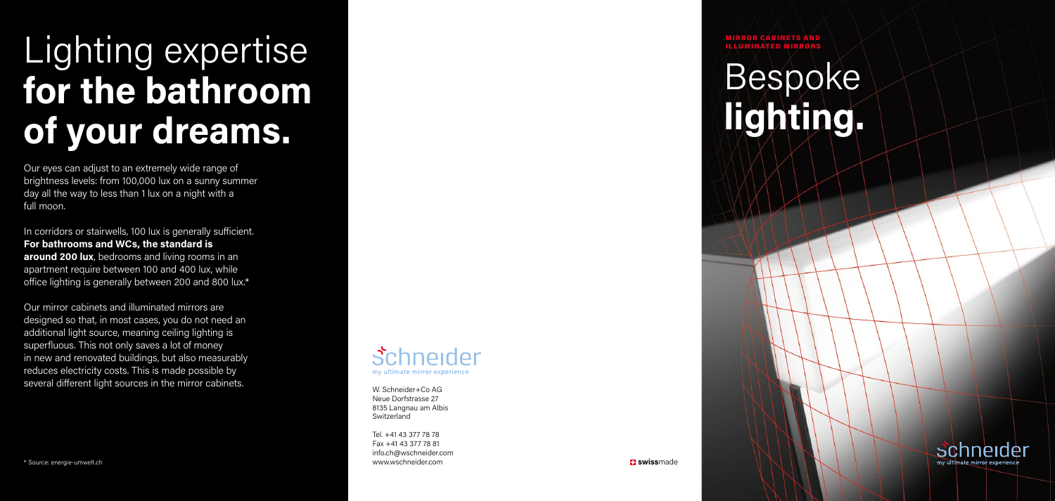# Lighting expertise **for the bathroom of your dreams.**

Our eyes can adjust to an extremely wide range of brightness levels: from 100,000 lux on a sunny summer day all the way to less than 1 lux on a night with a full moon.

In corridors or stairwells, 100 lux is generally sufficient. **For bathrooms and WCs, the standard is around 200 lux**, bedrooms and living rooms in an apartment require between 100 and 400 lux, while office lighting is generally between 200 and 800 lux.*

Our mirror cabinets and illuminated mirrors are designed so that, in most cases, you do not need an additional light source, meaning ceiling lighting is superfluous. This not only saves a lot of money in new and renovated buildings, but also measurably reduces electricity costs. This is made possible by several different light sources in the mirror cabinets.

\* Source: energie-umwelt.ch

schneider
my ultimate mirror experience

W. Schneider+Co AG
Neue Dorfstrasse 27
8135 Langnau am Albis
Switzerland

Tel. +41 43 377 78 78
Fax +41 43 377 78 81
info.ch@wschneider.com
www.wschneider.com

**swiss**made

MIRROR CABINETS AND ILLUMINATED MIRRORS

# Bespoke **lighting.**

schneider
my ultimate mirror experience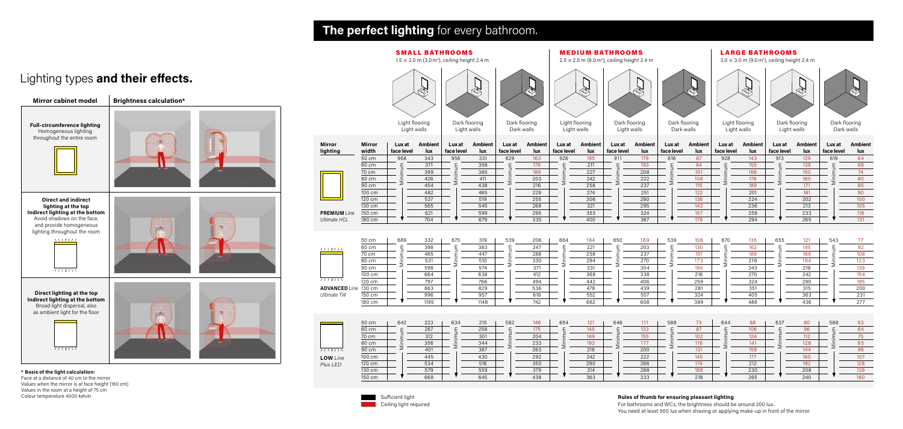## Lighting types **and their effects.**

| Mirror cabinet model | Brightness calculation* |
|---|---|
| **Full-circumference lighting** Homogeneous lighting throughout the entire room | |
| **Direct and indirect lighting at the top** **Indirect lighting at the bottom** Avoid shadows on the face, and provide homogeneous lighting throughout the room | |
| **Direct lighting at the top** **Indirect lighting at the bottom** Broad light dispersal, also as ambient light for the floor | |

**\* Basis of the light calculation:**
Face at a distance of 40 cm to the mirror
Values when the mirror is at face height (160 cm)
Values in the room at a height of 75 cm
Colour temperature 4000 kelvin

# **The perfect lighting** for every bathroom.

**SMALL BATHROOMS** – 1.5 × 2.0 m (3.0 m²), ceiling height 2.4 m
**MEDIUM BATHROOMS** – 2.5 × 2.5 m (6.0 m²), ceiling height 2.4 m
**LARGE BATHROOMS** – 3.0 × 3.0 m (9.0 m²), ceiling height 2.4 m

| | | SMALL BATHROOMS | | | | | | MEDIUM BATHROOMS | | | | | | LARGE BATHROOMS | | | | | |
|---|---|---|---|---|---|---|---|---|---|---|---|---|---|---|---|---|---|---|---|
| | | Light flooring Light walls | | Dark flooring Light walls | | Dark flooring Dark walls | | Light flooring Light walls | | Dark flooring Light walls | | Dark flooring Dark walls | | Light flooring Light walls | | Dark flooring Light walls | | Dark flooring Dark walls | |
| **Mirror lighting** | **Mirror width** | **Lux at face level** | **Ambient lux** | **Lux at face level** | **Ambient lux** | **Lux at face level** | **Ambient lux** | **Lux at face level** | **Ambient lux** | **Lux at face level** | **Ambient lux** | **Lux at face level** | **Ambient lux** | **Lux at face level** | **Ambient lux** | **Lux at face level** | **Ambient lux** | **Lux at face level** | **Ambient lux** |
| **PREMIUM** Line *Ultimate HCL* | 50 cm | 968 | 343 | 956 | 331 | 629 | 163 | 926 | 195 | 911 | 179 | 616 | 87 | 928 | 143 | 913 | 129 | 619 | 64 |
| | 60 cm | Minimum | 371 | Minimum | 358 | Minimum | 176 | Minimum | 211 | Minimum | 193 | Minimum | 94 | Minimum | 155 | Minimum | 139 | Minimum | 69 |
| | 70 cm | | 399 | | 385 | | 189 | | 227 | | 208 | | 101 | | 166 | | 150 | | 74 |
| | 80 cm | | 426 | | 411 | | 203 | | 242 | | 222 | | 108 | | 178 | | 160 | | 80 |
| | 90 cm | | 454 | | 438 | | 216 | | 258 | | 237 | | 115 | | 189 | | 171 | | 85 |
| | 100 cm | | 482 | | 465 | | 229 | | 274 | | 251 | | 122 | | 201 | | 181 | | 90 |
| | 120 cm | | 537 | | 519 | | 255 | | 306 | | 280 | | 136 | | 224 | | 202 | | 100 |
| | 130 cm | | 565 | | 545 | | 269 | | 321 | | 295 | | 143 | | 236 | | 213 | | 105 |
| | 150 cm | | 621 | | 599 | | 295 | | 353 | | 324 | | 157 | | 259 | | 233 | | 116 |
| | 180 cm | | 704 | | 679 | | 335 | | 400 | | 367 | | 179 | | 294 | | 265 | | 131 |
| **ADVANCED** Line *Ultimate TW* | 50 cm | 689 | 332 | 675 | 319 | 539 | 206 | 664 | 184 | 650 | 169 | 539 | 108 | 670 | 135 | 655 | 121 | 543 | 77 |
| | 60 cm | Minimum | 398 | Minimum | 383 | Minimum | 247 | Minimum | 221 | Minimum | 203 | Minimum | 130 | Minimum | 162 | Minimum | 145 | Minimum | 92 |
| | 70 cm | | 465 | | 447 | | 288 | | 258 | | 237 | | 151 | | 189 | | 169 | | 108 |
| | 80 cm | | 531 | | 510 | | 330 | | 294 | | 270 | | 173 | | 216 | | 194 | | 123 |
| | 90 cm | | 598 | | 574 | | 371 | | 331 | | 304 | | 194 | | 243 | | 218 | | 139 |
| | 100 cm | | 664 | | 638 | | 412 | | 368 | | 338 | | 216 | | 270 | | 242 | | 154 |
| | 120 cm | | 797 | | 766 | | 494 | | 442 | | 406 | | 259 | | 324 | | 290 | | 185 |
| | 130 cm | | 863 | | 829 | | 536 | | 478 | | 439 | | 281 | | 351 | | 315 | | 200 |
| | 150 cm | | 996 | | 957 | | 618 | | 552 | | 507 | | 324 | | 405 | | 363 | | 231 |
| | 180 cm | | 1195 | | 1148 | | 742 | | 662 | | 608 | | 389 | | 486 | | 436 | | 277 |
| **LOW** Line *Plus LED* | 50 cm | 642 | 223 | 634 | 215 | 582 | 146 | 654 | 121 | 646 | 111 | 588 | 73 | 644 | 88 | 637 | 80 | 588 | 53 |
| | 60 cm | Minimum | 267 | Minimum | 258 | Minimum | 175 | Minimum | 145 | Minimum | 133 | Minimum | 87 | Minimum | 106 | Minimum | 96 | Minimum | 64 |
| | 70 cm | | 312 | | 301 | | 204 | | 169 | | 155 | | 102 | | 124 | | 112 | | 75 |
| | 80 cm | | 356 | | 344 | | 233 | | 193 | | 177 | | 116 | | 141 | | 128 | | 85 |
| | 90 cm | | 401 | | 387 | | 263 | | 218 | | 200 | | 131 | | 159 | | 144 | | 96 |
| | 100 cm | | 445 | | 430 | | 292 | | 242 | | 222 | | 145 | | 177 | | 160 | | 107 |
| | 120 cm | | 534 | | 516 | | 350 | | 290 | | 266 | | 174 | | 212 | | 192 | | 128 |
| | 130 cm | | 579 | | 559 | | 379 | | 314 | | 288 | | 189 | | 230 | | 208 | | 139 |
| | 150 cm | | 668 | | 645 | | 438 | | 363 | | 333 | | 218 | | 265 | | 240 | | 160 |

Sufficient light
Ceiling light required

**Rules of thumb for ensuring pleasant lighting**
For bathrooms and WCs, the brightness should be around 200 lux.
You need at least 500 lux when shaving or applying make-up in front of the mirror.